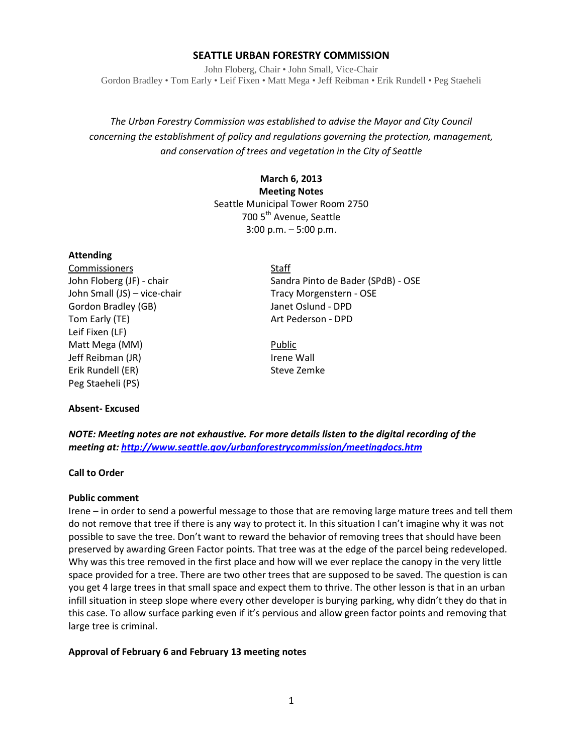# SEATTLE URBAN FORESTRY COMMISSION

John Floberg, Chair • John Small, Vice-Chair
Gordon Bradley • Tom Early • Leif Fixen • Matt Mega • Jeff Reibman • Erik Rundell • Peg Staeheli

*The Urban Forestry Commission was established to advise the Mayor and City Council concerning the establishment of policy and regulations governing the protection, management, and conservation of trees and vegetation in the City of Seattle*

**March 6, 2013**
**Meeting Notes**
Seattle Municipal Tower Room 2750
700 5th Avenue, Seattle
3:00 p.m. – 5:00 p.m.

**Attending**

| Commissioners | Staff |
|---|---|
| John Floberg (JF) - chair | Sandra Pinto de Bader (SPdB) - OSE |
| John Small (JS) – vice-chair | Tracy Morgenstern - OSE |
| Gordon Bradley (GB) | Janet Oslund - DPD |
| Tom Early (TE) | Art Pederson - DPD |
| Leif Fixen (LF) | |
| Matt Mega (MM) | Public |
| Jeff Reibman (JR) | Irene Wall |
| Erik Rundell (ER) | Steve Zemke |
| Peg Staeheli (PS) | |

**Absent- Excused**

***NOTE: Meeting notes are not exhaustive. For more details listen to the digital recording of the meeting at: http://www.seattle.gov/urbanforestrycommission/meetingdocs.htm***

**Call to Order**

**Public comment**

Irene – in order to send a powerful message to those that are removing large mature trees and tell them do not remove that tree if there is any way to protect it. In this situation I can't imagine why it was not possible to save the tree. Don't want to reward the behavior of removing trees that should have been preserved by awarding Green Factor points. That tree was at the edge of the parcel being redeveloped. Why was this tree removed in the first place and how will we ever replace the canopy in the very little space provided for a tree. There are two other trees that are supposed to be saved. The question is can you get 4 large trees in that small space and expect them to thrive. The other lesson is that in an urban infill situation in steep slope where every other developer is burying parking, why didn't they do that in this case. To allow surface parking even if it's pervious and allow green factor points and removing that large tree is criminal.

**Approval of February 6 and February 13 meeting notes**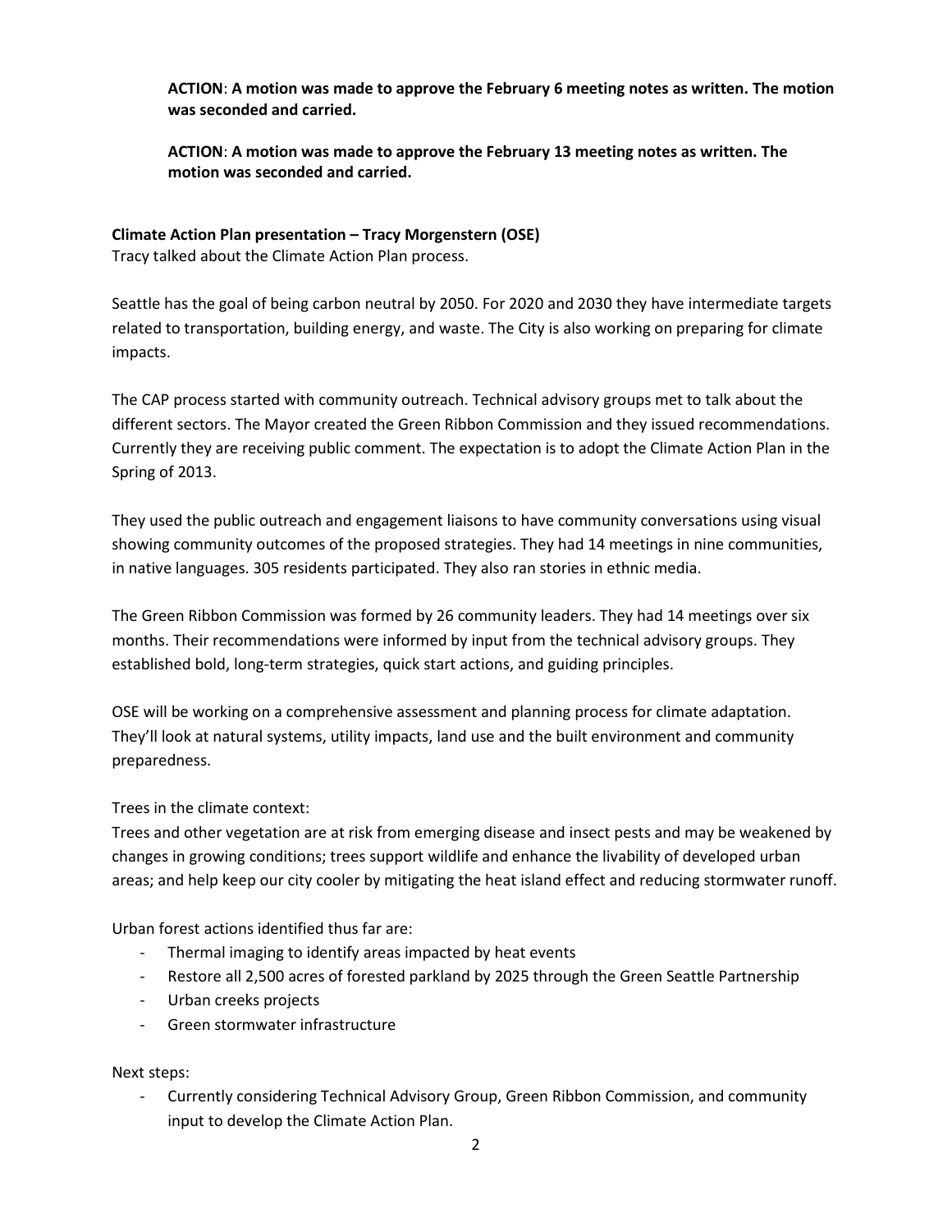**ACTION**: **A motion was made to approve the February 6 meeting notes as written. The motion was seconded and carried.**

**ACTION**: **A motion was made to approve the February 13 meeting notes as written. The motion was seconded and carried.**

**Climate Action Plan presentation – Tracy Morgenstern (OSE)**

Tracy talked about the Climate Action Plan process.

Seattle has the goal of being carbon neutral by 2050. For 2020 and 2030 they have intermediate targets related to transportation, building energy, and waste. The City is also working on preparing for climate impacts.

The CAP process started with community outreach. Technical advisory groups met to talk about the different sectors. The Mayor created the Green Ribbon Commission and they issued recommendations. Currently they are receiving public comment. The expectation is to adopt the Climate Action Plan in the Spring of 2013.

They used the public outreach and engagement liaisons to have community conversations using visual showing community outcomes of the proposed strategies. They had 14 meetings in nine communities, in native languages. 305 residents participated. They also ran stories in ethnic media.

The Green Ribbon Commission was formed by 26 community leaders. They had 14 meetings over six months. Their recommendations were informed by input from the technical advisory groups. They established bold, long-term strategies, quick start actions, and guiding principles.

OSE will be working on a comprehensive assessment and planning process for climate adaptation. They'll look at natural systems, utility impacts, land use and the built environment and community preparedness.

Trees in the climate context:

Trees and other vegetation are at risk from emerging disease and insect pests and may be weakened by changes in growing conditions; trees support wildlife and enhance the livability of developed urban areas; and help keep our city cooler by mitigating the heat island effect and reducing stormwater runoff.

Urban forest actions identified thus far are:

- Thermal imaging to identify areas impacted by heat events
- Restore all 2,500 acres of forested parkland by 2025 through the Green Seattle Partnership
- Urban creeks projects
- Green stormwater infrastructure

Next steps:

- Currently considering Technical Advisory Group, Green Ribbon Commission, and community input to develop the Climate Action Plan.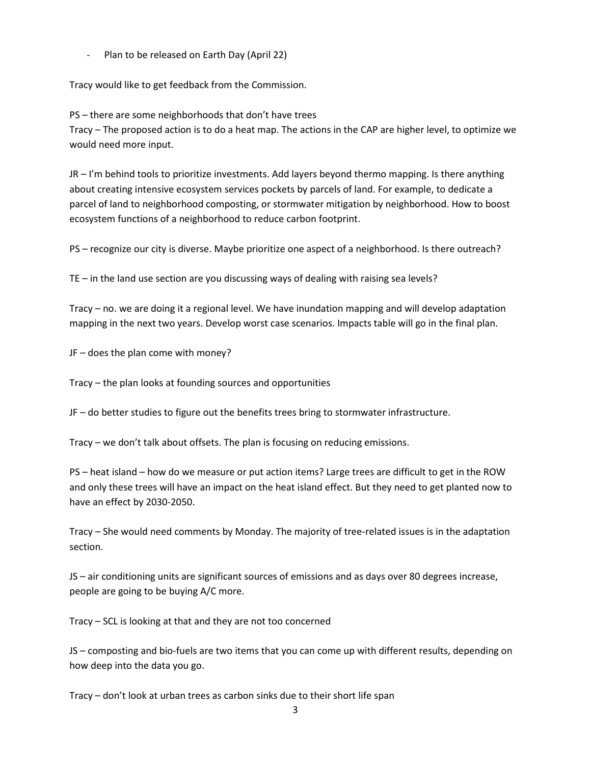- Plan to be released on Earth Day (April 22)

Tracy would like to get feedback from the Commission.

PS – there are some neighborhoods that don't have trees
Tracy – The proposed action is to do a heat map. The actions in the CAP are higher level, to optimize we would need more input.

JR – I'm behind tools to prioritize investments. Add layers beyond thermo mapping. Is there anything about creating intensive ecosystem services pockets by parcels of land. For example, to dedicate a parcel of land to neighborhood composting, or stormwater mitigation by neighborhood. How to boost ecosystem functions of a neighborhood to reduce carbon footprint.

PS – recognize our city is diverse. Maybe prioritize one aspect of a neighborhood. Is there outreach?

TE – in the land use section are you discussing ways of dealing with raising sea levels?

Tracy – no. we are doing it a regional level. We have inundation mapping and will develop adaptation mapping in the next two years. Develop worst case scenarios. Impacts table will go in the final plan.

JF – does the plan come with money?

Tracy – the plan looks at founding sources and opportunities

JF – do better studies to figure out the benefits trees bring to stormwater infrastructure.

Tracy – we don't talk about offsets. The plan is focusing on reducing emissions.

PS – heat island – how do we measure or put action items? Large trees are difficult to get in the ROW and only these trees will have an impact on the heat island effect. But they need to get planted now to have an effect by 2030-2050.

Tracy – She would need comments by Monday. The majority of tree-related issues is in the adaptation section.

JS – air conditioning units are significant sources of emissions and as days over 80 degrees increase, people are going to be buying A/C more.

Tracy – SCL is looking at that and they are not too concerned

JS – composting and bio-fuels are two items that you can come up with different results, depending on how deep into the data you go.

Tracy – don't look at urban trees as carbon sinks due to their short life span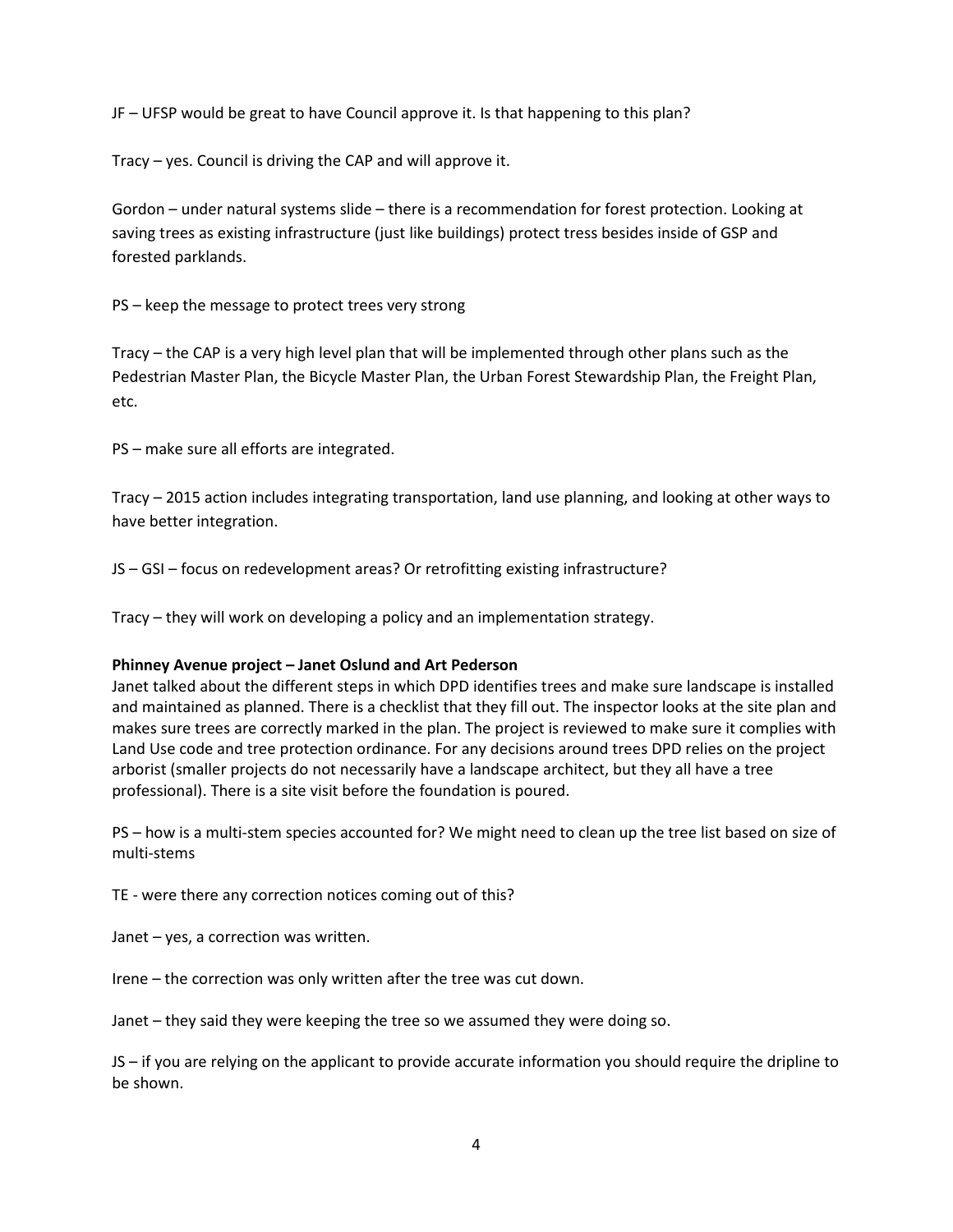JF – UFSP would be great to have Council approve it. Is that happening to this plan?

Tracy – yes. Council is driving the CAP and will approve it.

Gordon – under natural systems slide – there is a recommendation for forest protection. Looking at saving trees as existing infrastructure (just like buildings) protect tress besides inside of GSP and forested parklands.

PS – keep the message to protect trees very strong

Tracy – the CAP is a very high level plan that will be implemented through other plans such as the Pedestrian Master Plan, the Bicycle Master Plan, the Urban Forest Stewardship Plan, the Freight Plan, etc.

PS – make sure all efforts are integrated.

Tracy – 2015 action includes integrating transportation, land use planning, and looking at other ways to have better integration.

JS – GSI – focus on redevelopment areas? Or retrofitting existing infrastructure?

Tracy – they will work on developing a policy and an implementation strategy.

**Phinney Avenue project – Janet Oslund and Art Pederson**

Janet talked about the different steps in which DPD identifies trees and make sure landscape is installed and maintained as planned. There is a checklist that they fill out. The inspector looks at the site plan and makes sure trees are correctly marked in the plan. The project is reviewed to make sure it complies with Land Use code and tree protection ordinance. For any decisions around trees DPD relies on the project arborist (smaller projects do not necessarily have a landscape architect, but they all have a tree professional). There is a site visit before the foundation is poured.

PS – how is a multi-stem species accounted for? We might need to clean up the tree list based on size of multi-stems

TE - were there any correction notices coming out of this?

Janet – yes, a correction was written.

Irene – the correction was only written after the tree was cut down.

Janet – they said they were keeping the tree so we assumed they were doing so.

JS – if you are relying on the applicant to provide accurate information you should require the dripline to be shown.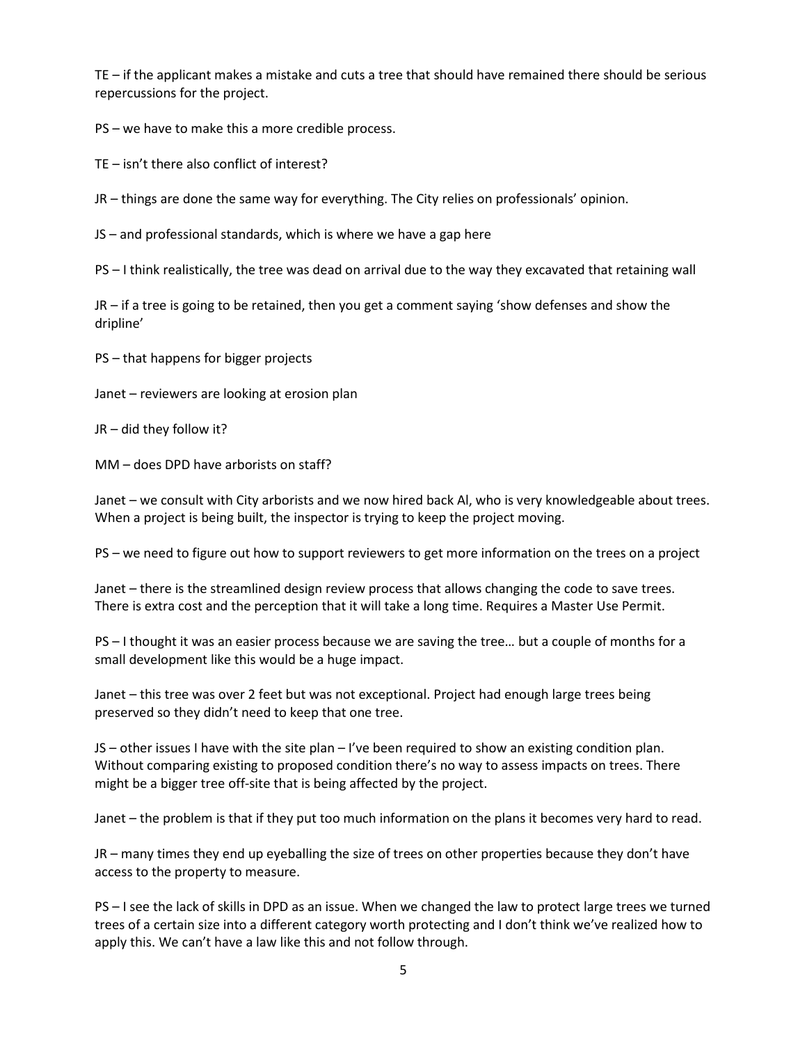TE – if the applicant makes a mistake and cuts a tree that should have remained there should be serious repercussions for the project.

PS – we have to make this a more credible process.

TE – isn't there also conflict of interest?

JR – things are done the same way for everything. The City relies on professionals' opinion.

JS – and professional standards, which is where we have a gap here

PS – I think realistically, the tree was dead on arrival due to the way they excavated that retaining wall

JR – if a tree is going to be retained, then you get a comment saying 'show defenses and show the dripline'

PS – that happens for bigger projects

Janet – reviewers are looking at erosion plan

JR – did they follow it?

MM – does DPD have arborists on staff?

Janet – we consult with City arborists and we now hired back Al, who is very knowledgeable about trees. When a project is being built, the inspector is trying to keep the project moving.

PS – we need to figure out how to support reviewers to get more information on the trees on a project

Janet – there is the streamlined design review process that allows changing the code to save trees. There is extra cost and the perception that it will take a long time. Requires a Master Use Permit.

PS – I thought it was an easier process because we are saving the tree… but a couple of months for a small development like this would be a huge impact.

Janet – this tree was over 2 feet but was not exceptional. Project had enough large trees being preserved so they didn't need to keep that one tree.

JS – other issues I have with the site plan – I've been required to show an existing condition plan. Without comparing existing to proposed condition there's no way to assess impacts on trees. There might be a bigger tree off-site that is being affected by the project.

Janet – the problem is that if they put too much information on the plans it becomes very hard to read.

JR – many times they end up eyeballing the size of trees on other properties because they don't have access to the property to measure.

PS – I see the lack of skills in DPD as an issue. When we changed the law to protect large trees we turned trees of a certain size into a different category worth protecting and I don't think we've realized how to apply this. We can't have a law like this and not follow through.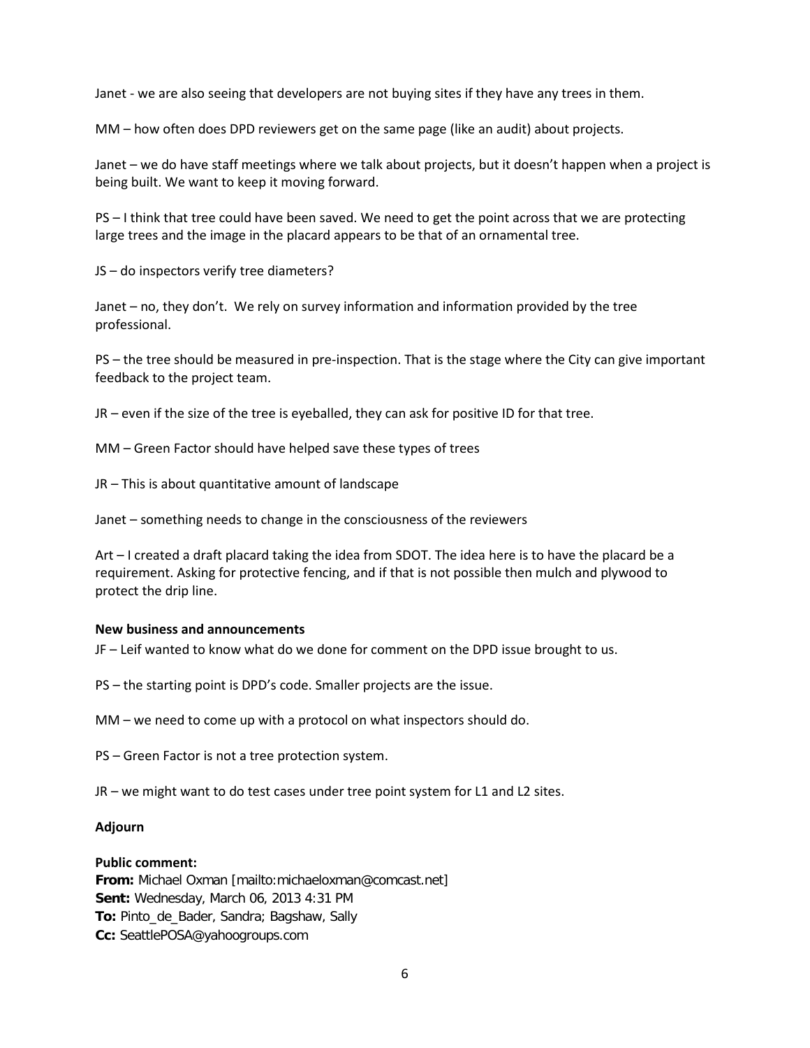Janet - we are also seeing that developers are not buying sites if they have any trees in them.

MM – how often does DPD reviewers get on the same page (like an audit) about projects.

Janet – we do have staff meetings where we talk about projects, but it doesn't happen when a project is being built. We want to keep it moving forward.

PS – I think that tree could have been saved. We need to get the point across that we are protecting large trees and the image in the placard appears to be that of an ornamental tree.

JS – do inspectors verify tree diameters?

Janet – no, they don't. We rely on survey information and information provided by the tree professional.

PS – the tree should be measured in pre-inspection. That is the stage where the City can give important feedback to the project team.

JR – even if the size of the tree is eyeballed, they can ask for positive ID for that tree.

MM – Green Factor should have helped save these types of trees

JR – This is about quantitative amount of landscape

Janet – something needs to change in the consciousness of the reviewers

Art – I created a draft placard taking the idea from SDOT. The idea here is to have the placard be a requirement. Asking for protective fencing, and if that is not possible then mulch and plywood to protect the drip line.

**New business and announcements**

JF – Leif wanted to know what do we done for comment on the DPD issue brought to us.

PS – the starting point is DPD's code. Smaller projects are the issue.

MM – we need to come up with a protocol on what inspectors should do.

PS – Green Factor is not a tree protection system.

JR – we might want to do test cases under tree point system for L1 and L2 sites.

**Adjourn**

**Public comment:**
**From:** Michael Oxman [mailto:michaeloxman@comcast.net]
**Sent:** Wednesday, March 06, 2013 4:31 PM
**To:** Pinto_de_Bader, Sandra; Bagshaw, Sally
**Cc:** SeattlePOSA@yahoogroups.com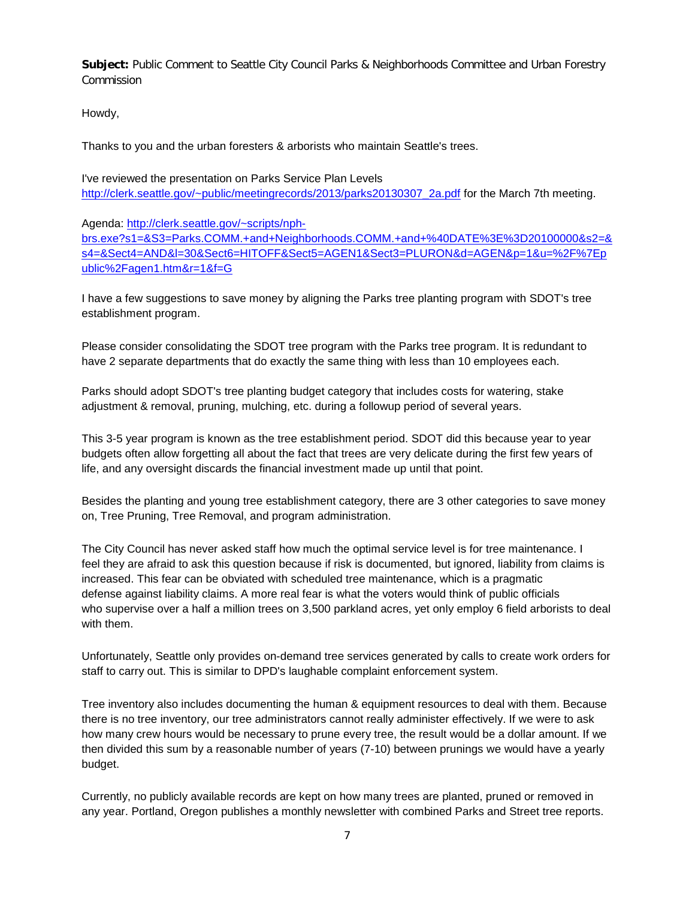**Subject:** Public Comment to Seattle City Council Parks & Neighborhoods Committee and Urban Forestry Commission

Howdy,

Thanks to you and the urban foresters & arborists who maintain Seattle's trees.

I've reviewed the presentation on Parks Service Plan Levels http://clerk.seattle.gov/~public/meetingrecords/2013/parks20130307_2a.pdf for the March 7th meeting.

Agenda: http://clerk.seattle.gov/~scripts/nph-brs.exe?s1=&S3=Parks.COMM.+and+Neighborhoods.COMM.+and+%40DATE%3E%3D20100000&s2=&s4=&Sect4=AND&l=30&Sect6=HITOFF&Sect5=AGEN1&Sect3=PLURON&d=AGEN&p=1&u=%2F%7Epublic%2Fagen1.htm&r=1&f=G

I have a few suggestions to save money by aligning the Parks tree planting program with SDOT's tree establishment program.

Please consider consolidating the SDOT tree program with the Parks tree program. It is redundant to have 2 separate departments that do exactly the same thing with less than 10 employees each.

Parks should adopt SDOT's tree planting budget category that includes costs for watering, stake adjustment & removal, pruning, mulching, etc. during a followup period of several years.

This 3-5 year program is known as the tree establishment period. SDOT did this because year to year budgets often allow forgetting all about the fact that trees are very delicate during the first few years of life, and any oversight discards the financial investment made up until that point.

Besides the planting and young tree establishment category, there are 3 other categories to save money on, Tree Pruning, Tree Removal, and program administration.

The City Council has never asked staff how much the optimal service level is for tree maintenance. I feel they are afraid to ask this question because if risk is documented, but ignored, liability from claims is increased. This fear can be obviated with scheduled tree maintenance, which is a pragmatic defense against liability claims. A more real fear is what the voters would think of public officials who supervise over a half a million trees on 3,500 parkland acres, yet only employ 6 field arborists to deal with them.

Unfortunately, Seattle only provides on-demand tree services generated by calls to create work orders for staff to carry out. This is similar to DPD's laughable complaint enforcement system.

Tree inventory also includes documenting the human & equipment resources to deal with them. Because there is no tree inventory, our tree administrators cannot really administer effectively. If we were to ask how many crew hours would be necessary to prune every tree, the result would be a dollar amount. If we then divided this sum by a reasonable number of years (7-10) between prunings we would have a yearly budget.

Currently, no publicly available records are kept on how many trees are planted, pruned or removed in any year. Portland, Oregon publishes a monthly newsletter with combined Parks and Street tree reports.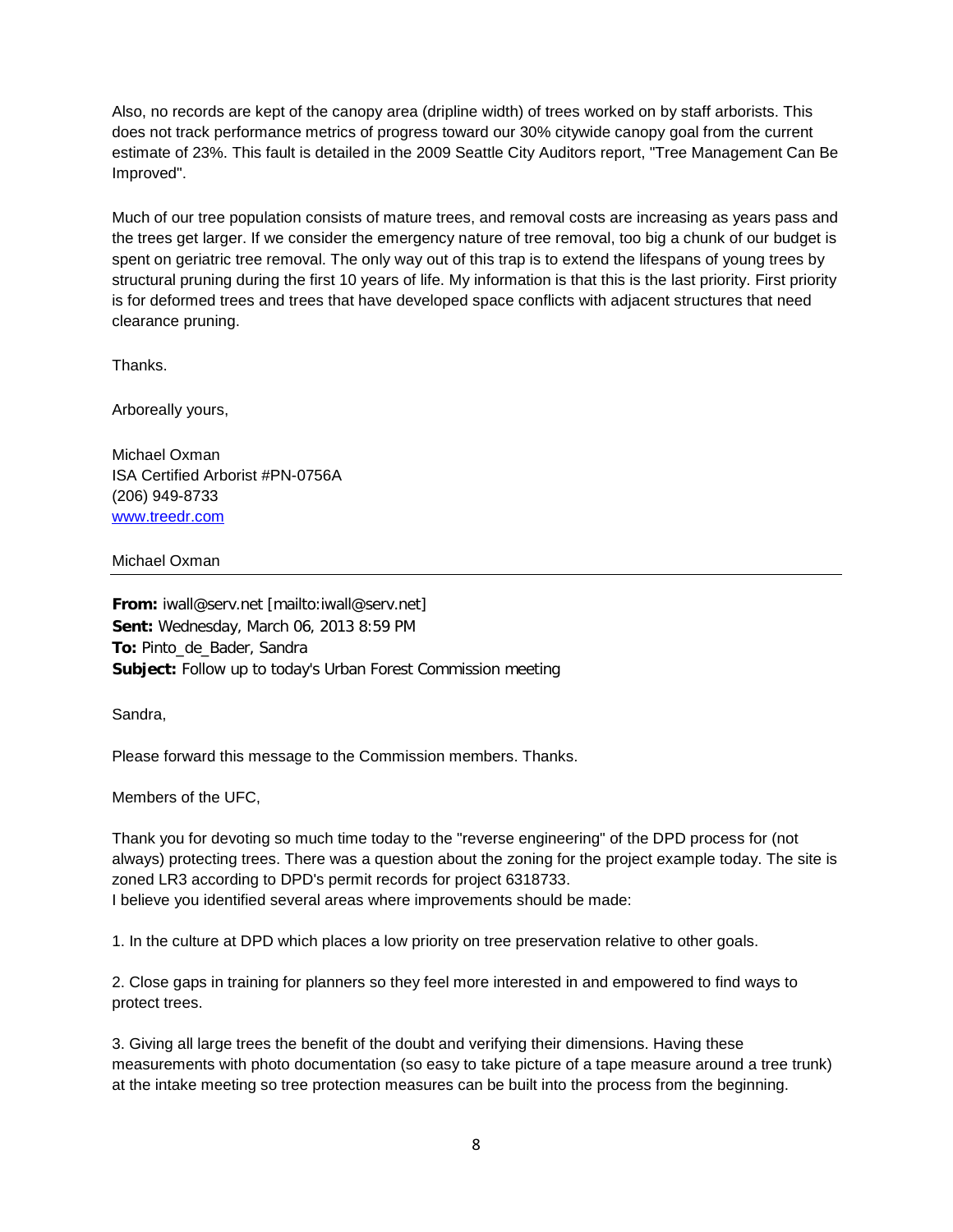Also, no records are kept of the canopy area (dripline width) of trees worked on by staff arborists. This does not track performance metrics of progress toward our 30% citywide canopy goal from the current estimate of 23%. This fault is detailed in the 2009 Seattle City Auditors report, "Tree Management Can Be Improved".

Much of our tree population consists of mature trees, and removal costs are increasing as years pass and the trees get larger. If we consider the emergency nature of tree removal, too big a chunk of our budget is spent on geriatric tree removal. The only way out of this trap is to extend the lifespans of young trees by structural pruning during the first 10 years of life. My information is that this is the last priority. First priority is for deformed trees and trees that have developed space conflicts with adjacent structures that need clearance pruning.

Thanks.

Arboreally yours,

Michael Oxman
ISA Certified Arborist #PN-0756A
(206) 949-8733
[www.treedr.com](http://www.treedr.com)

Michael Oxman

---

**From:** iwall@serv.net [mailto:iwall@serv.net]
**Sent:** Wednesday, March 06, 2013 8:59 PM
**To:** Pinto_de_Bader, Sandra
**Subject:** Follow up to today's Urban Forest Commission meeting

Sandra,

Please forward this message to the Commission members. Thanks.

Members of the UFC,

Thank you for devoting so much time today to the "reverse engineering" of the DPD process for (not always) protecting trees. There was a question about the zoning for the project example today. The site is zoned LR3 according to DPD's permit records for project 6318733.
I believe you identified several areas where improvements should be made:

1. In the culture at DPD which places a low priority on tree preservation relative to other goals.

2. Close gaps in training for planners so they feel more interested in and empowered to find ways to protect trees.

3. Giving all large trees the benefit of the doubt and verifying their dimensions. Having these measurements with photo documentation (so easy to take picture of a tape measure around a tree trunk) at the intake meeting so tree protection measures can be built into the process from the beginning.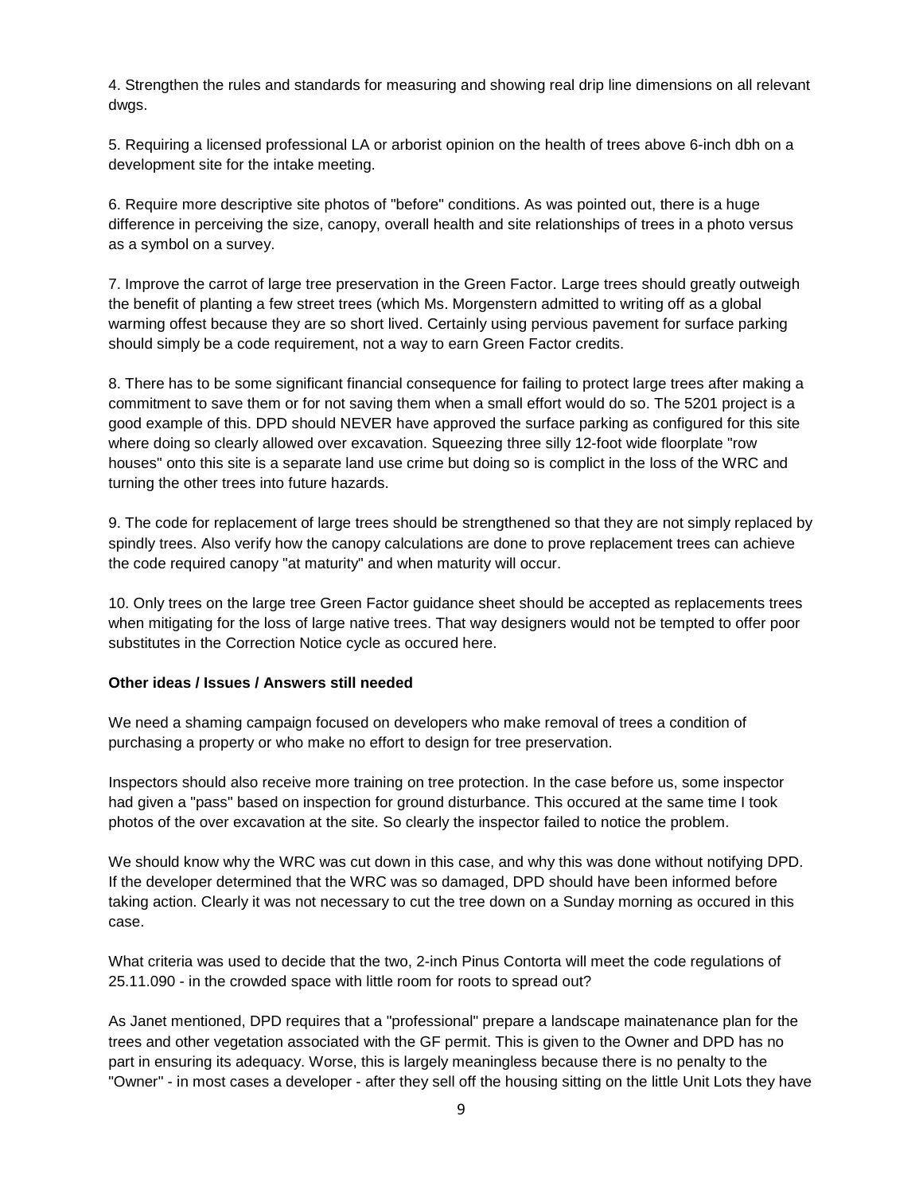4. Strengthen the rules and standards for measuring and showing real drip line dimensions on all relevant dwgs.

5. Requiring a licensed professional LA or arborist opinion on the health of trees above 6-inch dbh on a development site for the intake meeting.

6. Require more descriptive site photos of "before" conditions. As was pointed out, there is a huge difference in perceiving the size, canopy, overall health and site relationships of trees in a photo versus as a symbol on a survey.

7. Improve the carrot of large tree preservation in the Green Factor. Large trees should greatly outweigh the benefit of planting a few street trees (which Ms. Morgenstern admitted to writing off as a global warming offest because they are so short lived. Certainly using pervious pavement for surface parking should simply be a code requirement, not a way to earn Green Factor credits.

8. There has to be some significant financial consequence for failing to protect large trees after making a commitment to save them or for not saving them when a small effort would do so. The 5201 project is a good example of this. DPD should NEVER have approved the surface parking as configured for this site where doing so clearly allowed over excavation. Squeezing three silly 12-foot wide floorplate "row houses" onto this site is a separate land use crime but doing so is complict in the loss of the WRC and turning the other trees into future hazards.

9. The code for replacement of large trees should be strengthened so that they are not simply replaced by spindly trees. Also verify how the canopy calculations are done to prove replacement trees can achieve the code required canopy "at maturity" and when maturity will occur.

10. Only trees on the large tree Green Factor guidance sheet should be accepted as replacements trees when mitigating for the loss of large native trees. That way designers would not be tempted to offer poor substitutes in the Correction Notice cycle as occured here.

**Other ideas / Issues / Answers still needed**

We need a shaming campaign focused on developers who make removal of trees a condition of purchasing a property or who make no effort to design for tree preservation.

Inspectors should also receive more training on tree protection. In the case before us, some inspector had given a "pass" based on inspection for ground disturbance. This occured at the same time I took photos of the over excavation at the site. So clearly the inspector failed to notice the problem.

We should know why the WRC was cut down in this case, and why this was done without notifying DPD. If the developer determined that the WRC was so damaged, DPD should have been informed before taking action. Clearly it was not necessary to cut the tree down on a Sunday morning as occured in this case.

What criteria was used to decide that the two, 2-inch Pinus Contorta will meet the code regulations of 25.11.090 - in the crowded space with little room for roots to spread out?

As Janet mentioned, DPD requires that a "professional" prepare a landscape mainatenance plan for the trees and other vegetation associated with the GF permit. This is given to the Owner and DPD has no part in ensuring its adequacy. Worse, this is largely meaningless because there is no penalty to the "Owner" - in most cases a developer - after they sell off the housing sitting on the little Unit Lots they have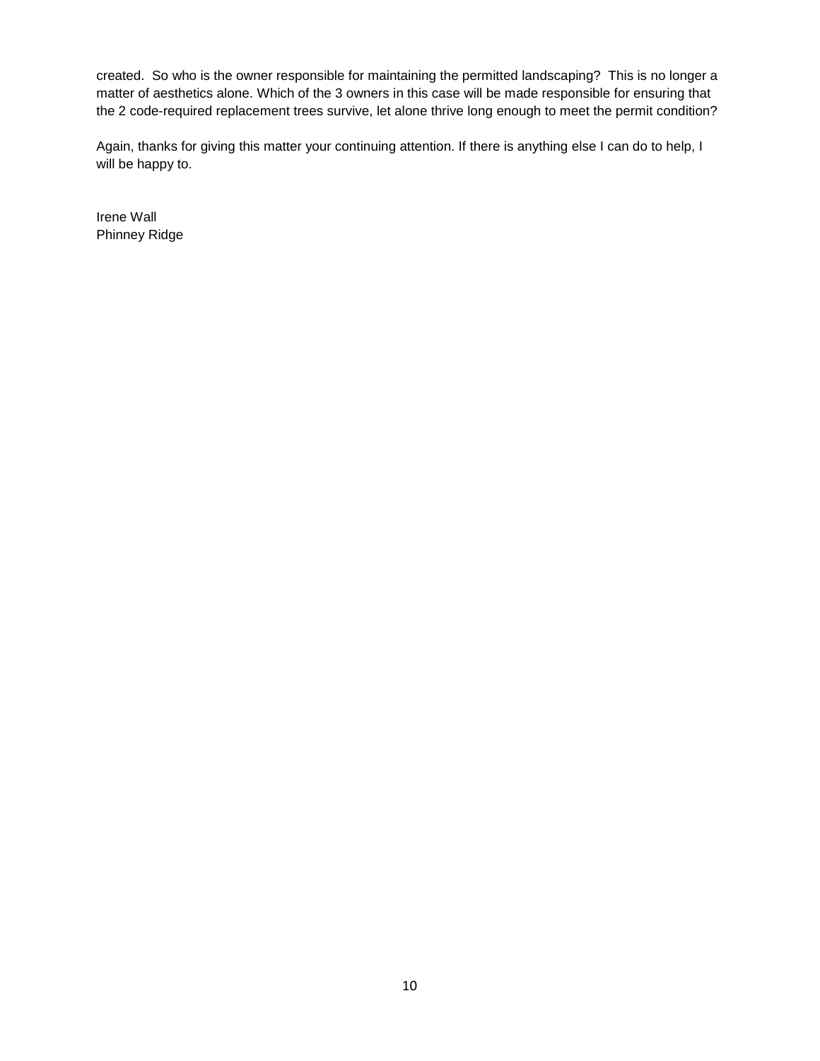created.  So who is the owner responsible for maintaining the permitted landscaping?  This is no longer a matter of aesthetics alone. Which of the 3 owners in this case will be made responsible for ensuring that the 2 code-required replacement trees survive, let alone thrive long enough to meet the permit condition?

Again, thanks for giving this matter your continuing attention. If there is anything else I can do to help, I will be happy to.

Irene Wall
Phinney Ridge